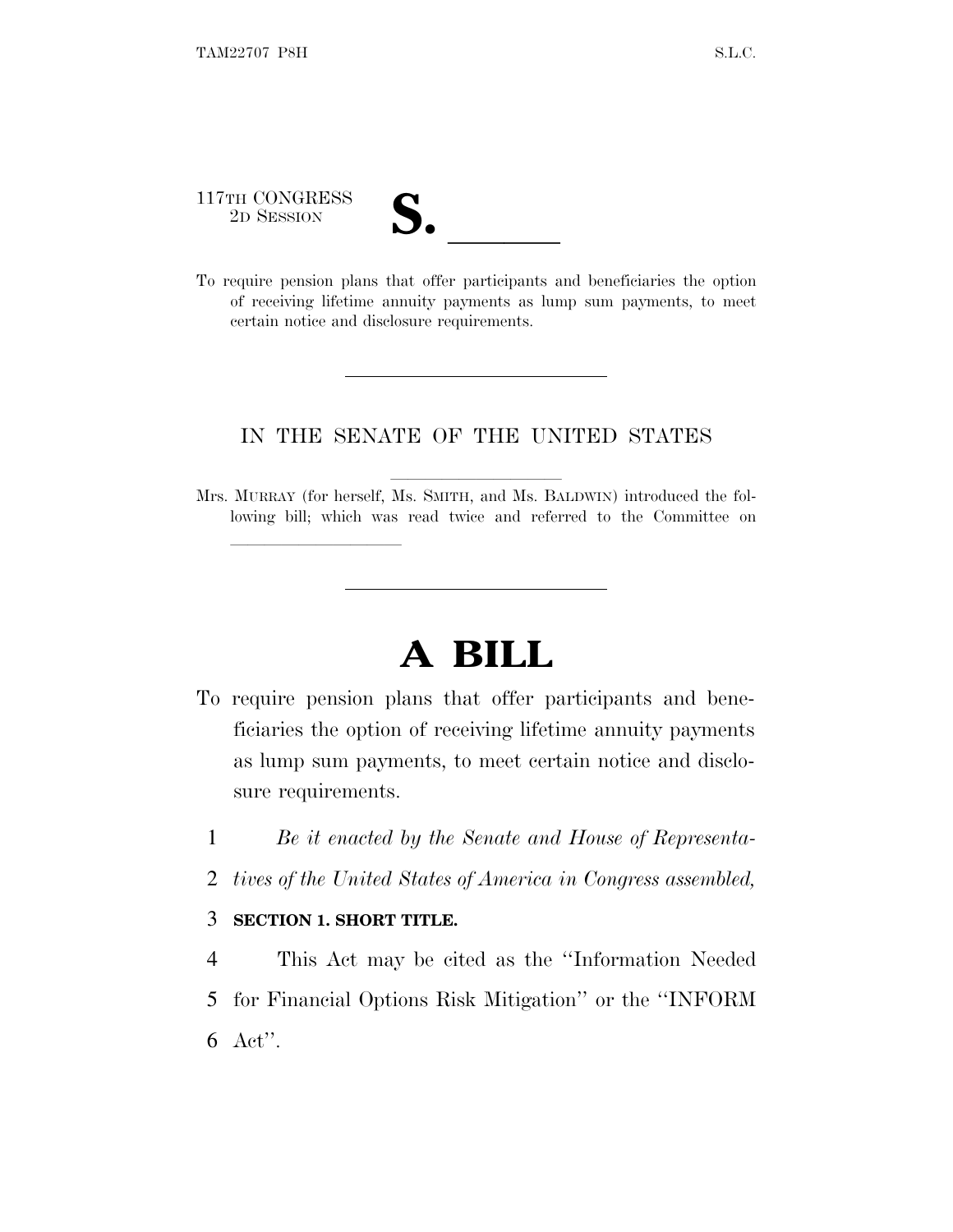117TH CONGRESS
2D SESSION

# S. \_\_\_\_\_\_

To require pension plans that offer participants and beneficiaries the option of receiving lifetime annuity payments as lump sum payments, to meet certain notice and disclosure requirements.

IN THE SENATE OF THE UNITED STATES

Mrs. MURRAY (for herself, Ms. SMITH, and Ms. BALDWIN) introduced the following bill; which was read twice and referred to the Committee on \_\_\_\_\_\_\_\_\_\_

# A BILL

To require pension plans that offer participants and beneficiaries the option of receiving lifetime annuity payments as lump sum payments, to meet certain notice and disclosure requirements.

1 *Be it enacted by the Senate and House of Representa-*
2 *tives of the United States of America in Congress assembled,*

3 **SECTION 1. SHORT TITLE.**

4 This Act may be cited as the ''Information Needed
5 for Financial Options Risk Mitigation'' or the ''INFORM
6 Act''.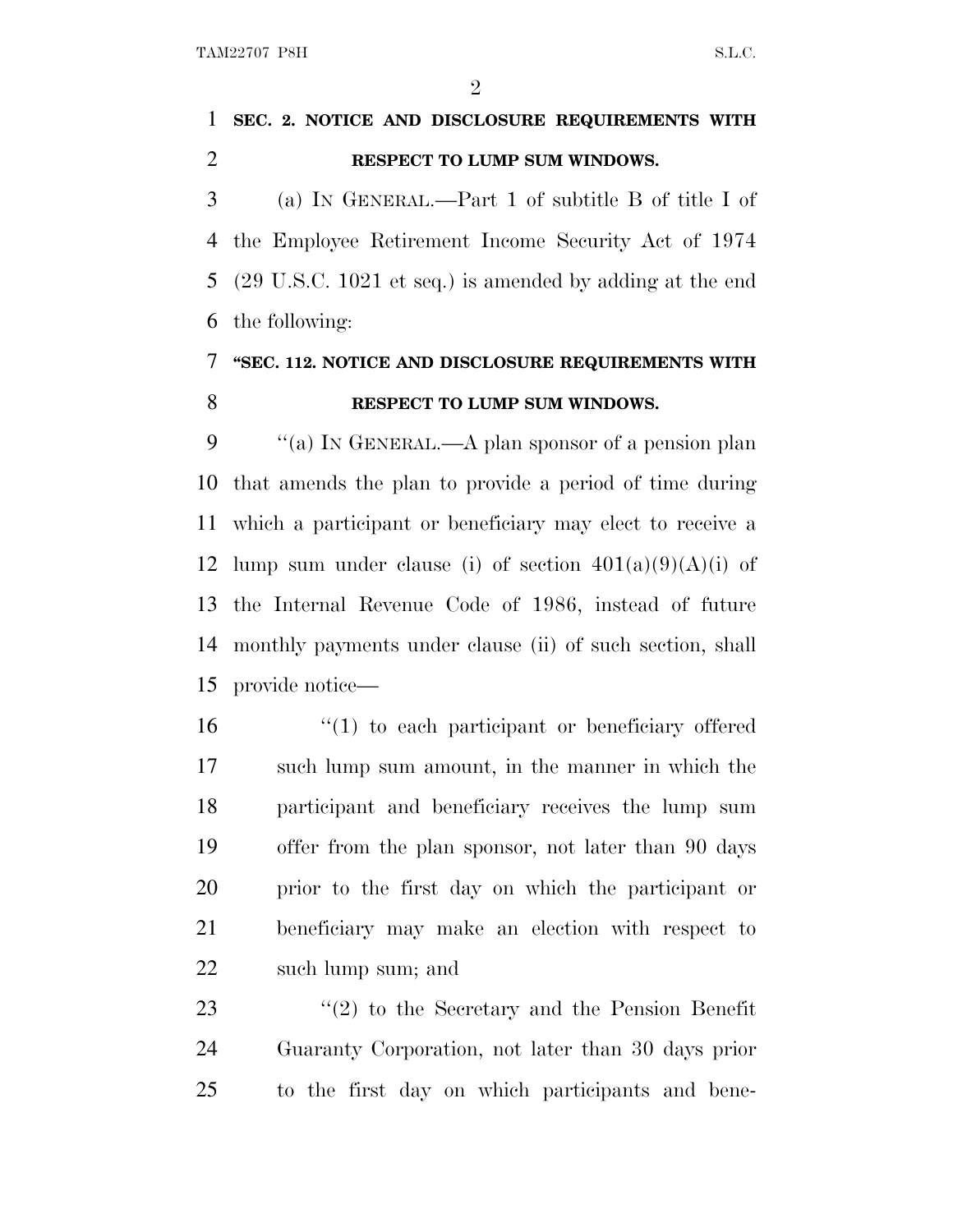**SEC. 2. NOTICE AND DISCLOSURE REQUIREMENTS WITH RESPECT TO LUMP SUM WINDOWS.**

(a) IN GENERAL.—Part 1 of subtitle B of title I of the Employee Retirement Income Security Act of 1974 (29 U.S.C. 1021 et seq.) is amended by adding at the end the following:

**"SEC. 112. NOTICE AND DISCLOSURE REQUIREMENTS WITH RESPECT TO LUMP SUM WINDOWS.**

"(a) IN GENERAL.—A plan sponsor of a pension plan that amends the plan to provide a period of time during which a participant or beneficiary may elect to receive a lump sum under clause (i) of section 401(a)(9)(A)(i) of the Internal Revenue Code of 1986, instead of future monthly payments under clause (ii) of such section, shall provide notice—

"(1) to each participant or beneficiary offered such lump sum amount, in the manner in which the participant and beneficiary receives the lump sum offer from the plan sponsor, not later than 90 days prior to the first day on which the participant or beneficiary may make an election with respect to such lump sum; and

"(2) to the Secretary and the Pension Benefit Guaranty Corporation, not later than 30 days prior to the first day on which participants and bene-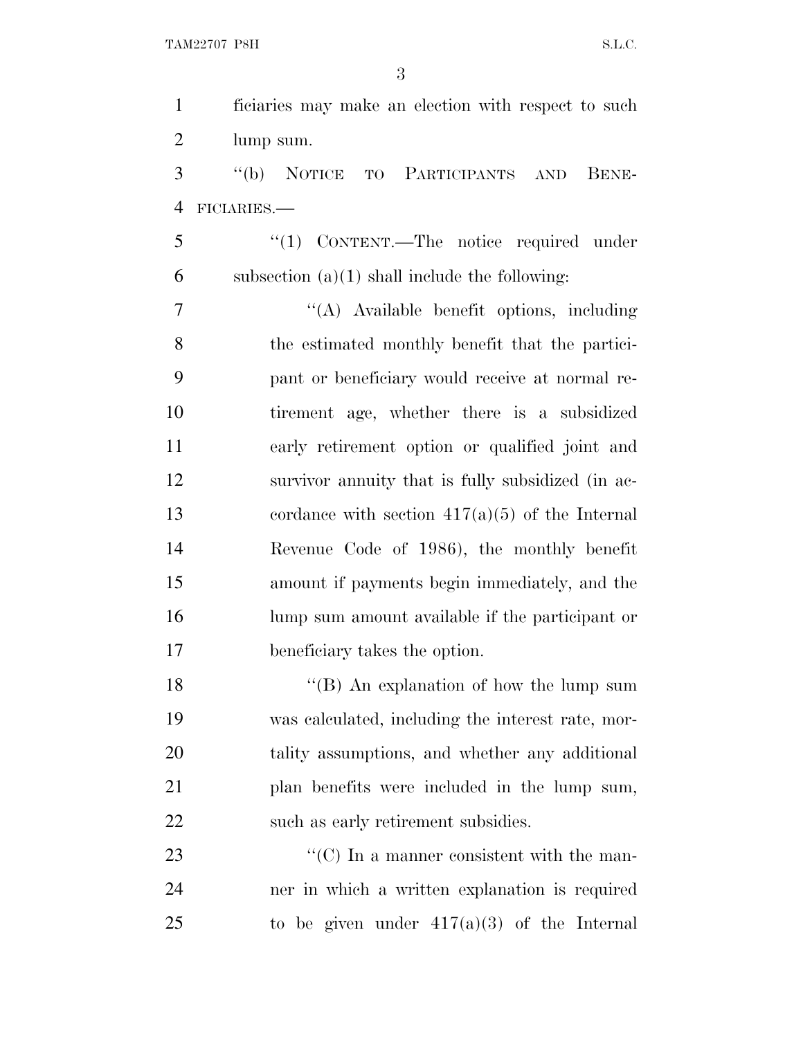ficiaries may make an election with respect to such lump sum.

"(b) NOTICE TO PARTICIPANTS AND BENEFICIARIES.—

"(1) CONTENT.—The notice required under subsection (a)(1) shall include the following:

"(A) Available benefit options, including the estimated monthly benefit that the participant or beneficiary would receive at normal retirement age, whether there is a subsidized early retirement option or qualified joint and survivor annuity that is fully subsidized (in accordance with section 417(a)(5) of the Internal Revenue Code of 1986), the monthly benefit amount if payments begin immediately, and the lump sum amount available if the participant or beneficiary takes the option.

"(B) An explanation of how the lump sum was calculated, including the interest rate, mortality assumptions, and whether any additional plan benefits were included in the lump sum, such as early retirement subsidies.

"(C) In a manner consistent with the manner in which a written explanation is required to be given under 417(a)(3) of the Internal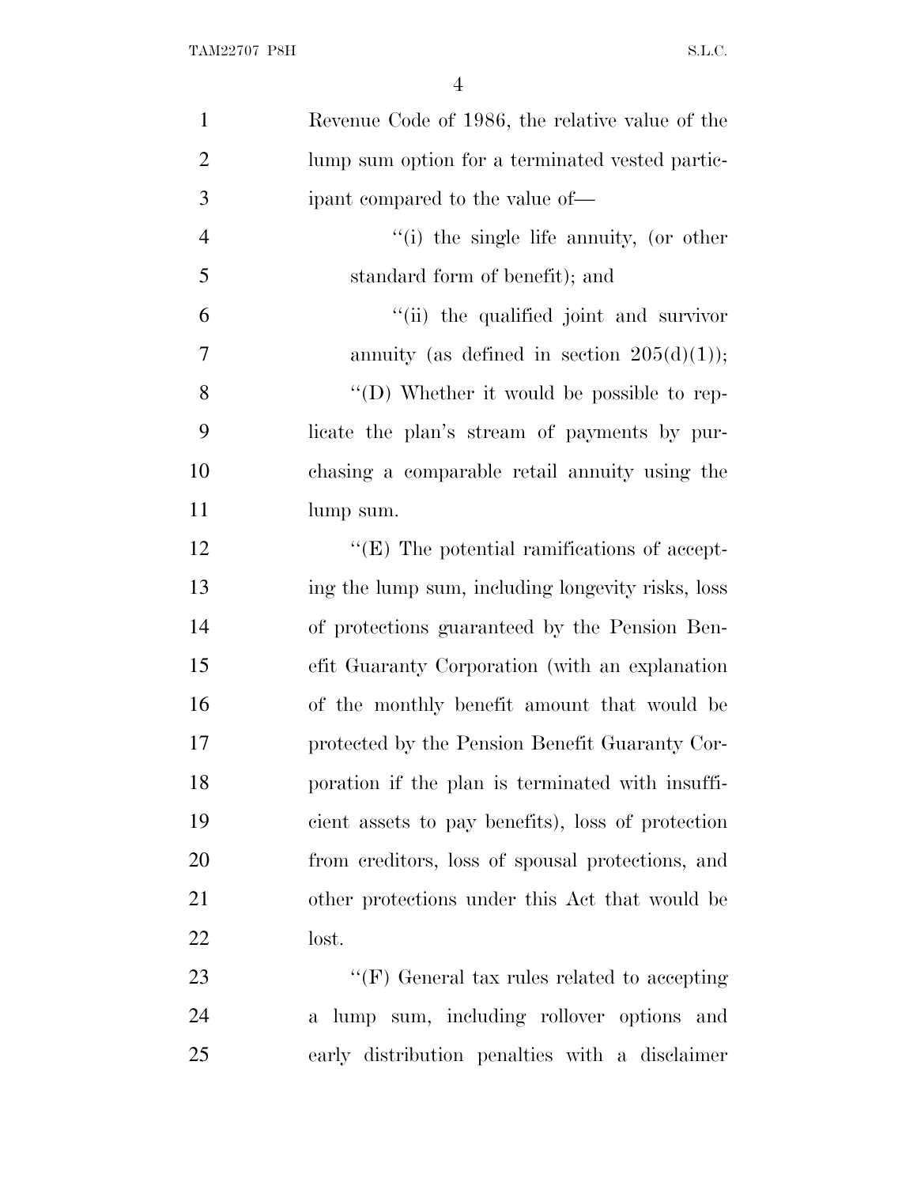Revenue Code of 1986, the relative value of the lump sum option for a terminated vested participant compared to the value of—

''(i) the single life annuity, (or other standard form of benefit); and

''(ii) the qualified joint and survivor annuity (as defined in section 205(d)(1));

''(D) Whether it would be possible to replicate the plan's stream of payments by purchasing a comparable retail annuity using the lump sum.

''(E) The potential ramifications of accepting the lump sum, including longevity risks, loss of protections guaranteed by the Pension Benefit Guaranty Corporation (with an explanation of the monthly benefit amount that would be protected by the Pension Benefit Guaranty Corporation if the plan is terminated with insufficient assets to pay benefits), loss of protection from creditors, loss of spousal protections, and other protections under this Act that would be lost.

''(F) General tax rules related to accepting a lump sum, including rollover options and early distribution penalties with a disclaimer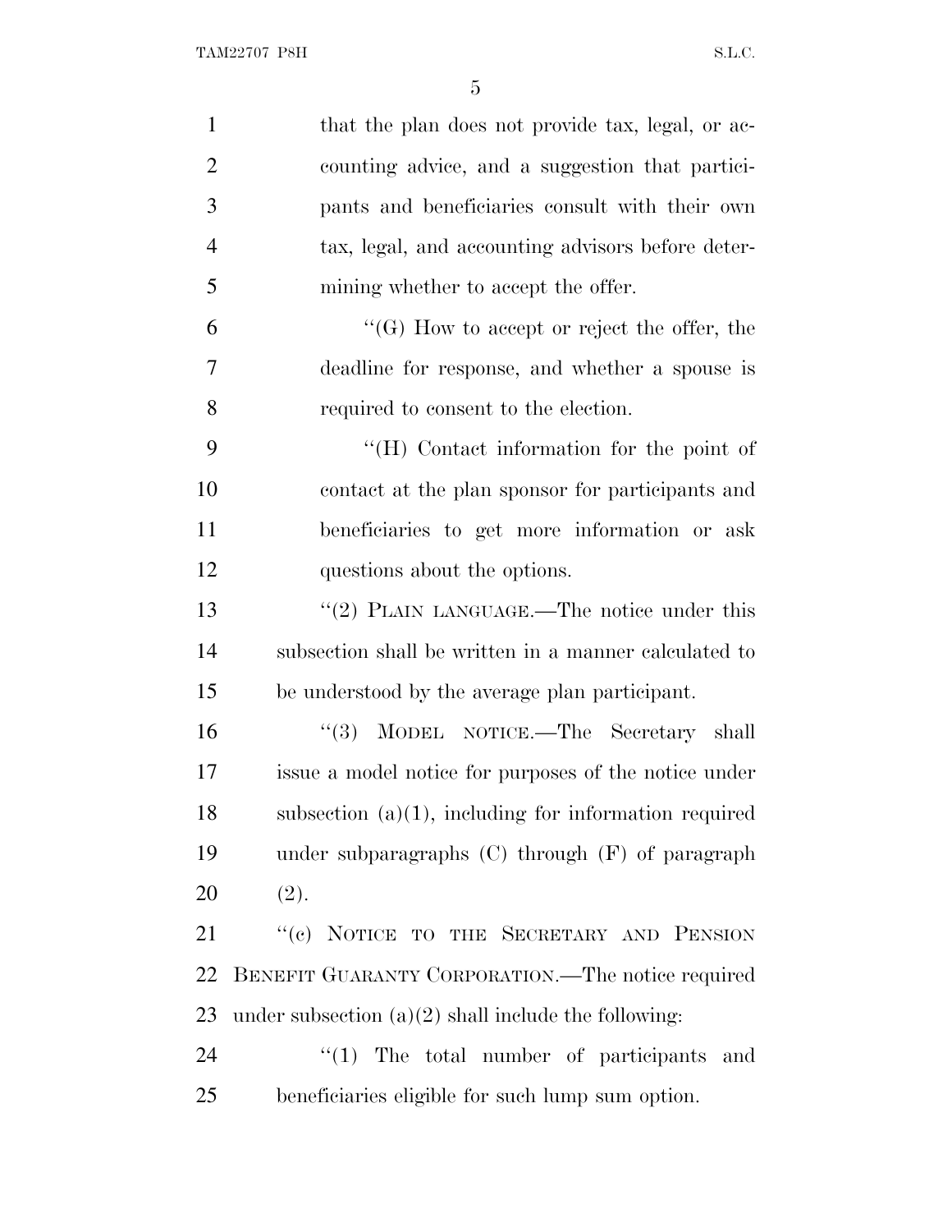that the plan does not provide tax, legal, or accounting advice, and a suggestion that participants and beneficiaries consult with their own tax, legal, and accounting advisors before determining whether to accept the offer.

"(G) How to accept or reject the offer, the deadline for response, and whether a spouse is required to consent to the election.

"(H) Contact information for the point of contact at the plan sponsor for participants and beneficiaries to get more information or ask questions about the options.

"(2) PLAIN LANGUAGE.—The notice under this subsection shall be written in a manner calculated to be understood by the average plan participant.

"(3) MODEL NOTICE.—The Secretary shall issue a model notice for purposes of the notice under subsection (a)(1), including for information required under subparagraphs (C) through (F) of paragraph (2).

"(c) NOTICE TO THE SECRETARY AND PENSION BENEFIT GUARANTY CORPORATION.—The notice required under subsection (a)(2) shall include the following:

"(1) The total number of participants and beneficiaries eligible for such lump sum option.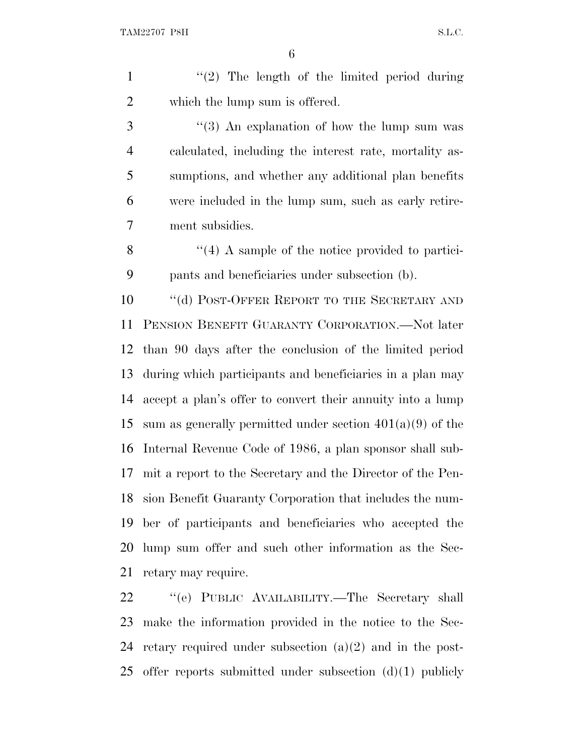"(2) The length of the limited period during which the lump sum is offered.

"(3) An explanation of how the lump sum was calculated, including the interest rate, mortality assumptions, and whether any additional plan benefits were included in the lump sum, such as early retirement subsidies.

"(4) A sample of the notice provided to participants and beneficiaries under subsection (b).

"(d) POST-OFFER REPORT TO THE SECRETARY AND PENSION BENEFIT GUARANTY CORPORATION.—Not later than 90 days after the conclusion of the limited period during which participants and beneficiaries in a plan may accept a plan's offer to convert their annuity into a lump sum as generally permitted under section 401(a)(9) of the Internal Revenue Code of 1986, a plan sponsor shall submit a report to the Secretary and the Director of the Pension Benefit Guaranty Corporation that includes the number of participants and beneficiaries who accepted the lump sum offer and such other information as the Secretary may require.

"(e) PUBLIC AVAILABILITY.—The Secretary shall make the information provided in the notice to the Secretary required under subsection (a)(2) and in the post-offer reports submitted under subsection (d)(1) publicly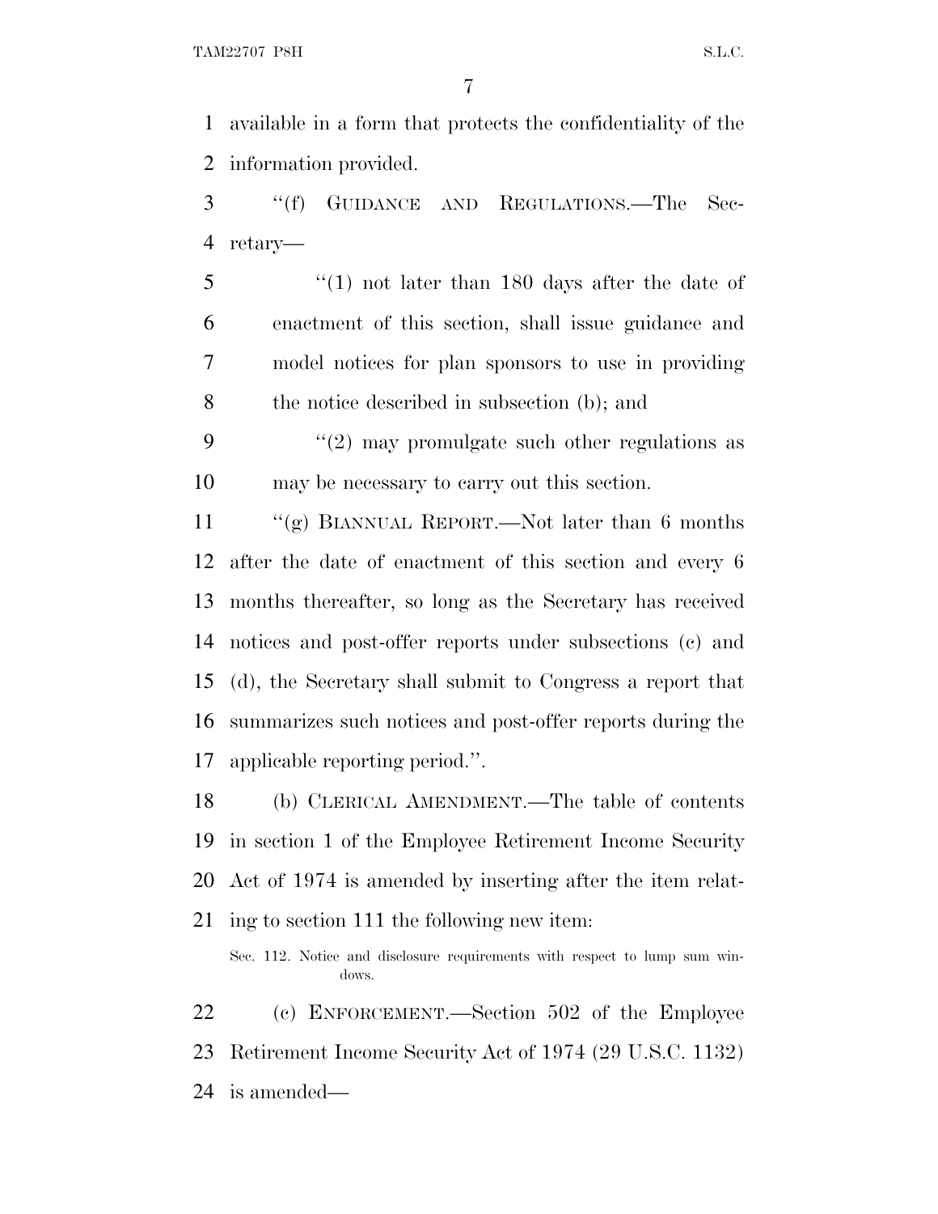available in a form that protects the confidentiality of the information provided.

"(f) GUIDANCE AND REGULATIONS.—The Secretary—

"(1) not later than 180 days after the date of enactment of this section, shall issue guidance and model notices for plan sponsors to use in providing the notice described in subsection (b); and

"(2) may promulgate such other regulations as may be necessary to carry out this section.

"(g) BIANNUAL REPORT.—Not later than 6 months after the date of enactment of this section and every 6 months thereafter, so long as the Secretary has received notices and post-offer reports under subsections (c) and (d), the Secretary shall submit to Congress a report that summarizes such notices and post-offer reports during the applicable reporting period.".

(b) CLERICAL AMENDMENT.—The table of contents in section 1 of the Employee Retirement Income Security Act of 1974 is amended by inserting after the item relating to section 111 the following new item:

Sec. 112. Notice and disclosure requirements with respect to lump sum windows.

(c) ENFORCEMENT.—Section 502 of the Employee Retirement Income Security Act of 1974 (29 U.S.C. 1132) is amended—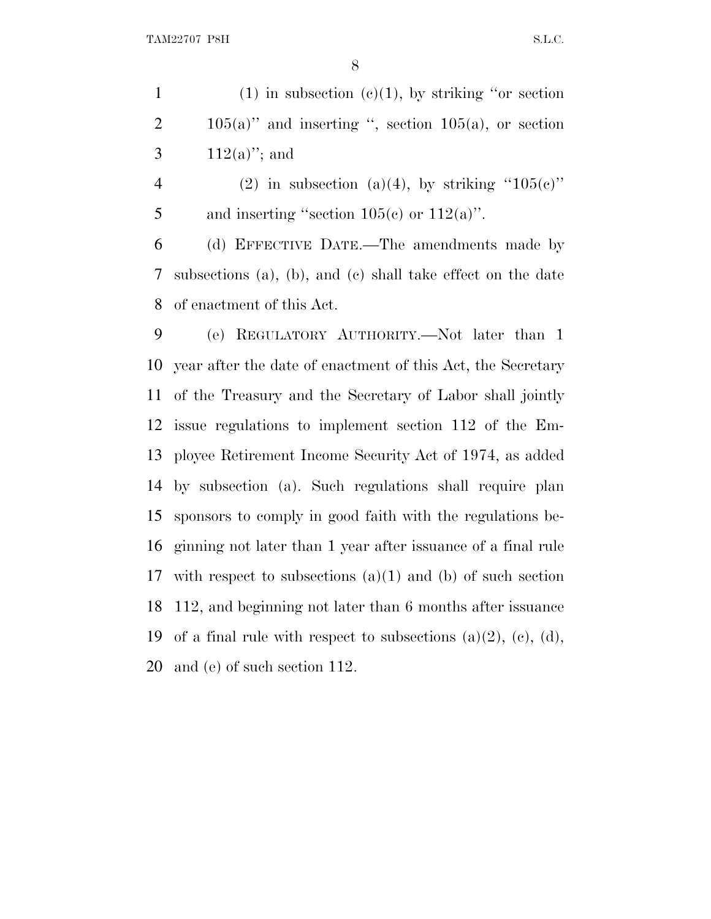(1) in subsection (c)(1), by striking "or section 105(a)" and inserting ", section 105(a), or section 112(a)"; and

(2) in subsection (a)(4), by striking "105(c)" and inserting "section 105(c) or 112(a)".

(d) EFFECTIVE DATE.—The amendments made by subsections (a), (b), and (c) shall take effect on the date of enactment of this Act.

(e) REGULATORY AUTHORITY.—Not later than 1 year after the date of enactment of this Act, the Secretary of the Treasury and the Secretary of Labor shall jointly issue regulations to implement section 112 of the Employee Retirement Income Security Act of 1974, as added by subsection (a). Such regulations shall require plan sponsors to comply in good faith with the regulations beginning not later than 1 year after issuance of a final rule with respect to subsections (a)(1) and (b) of such section 112, and beginning not later than 6 months after issuance of a final rule with respect to subsections (a)(2), (c), (d), and (e) of such section 112.